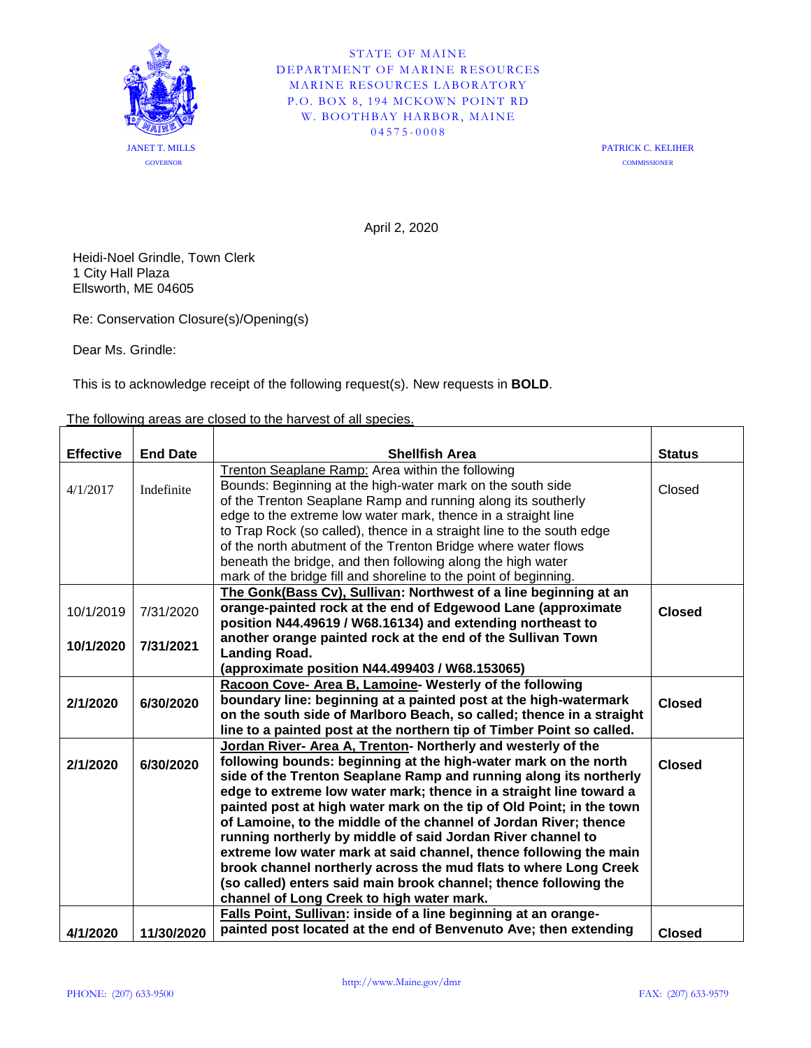STATE OF MAINE
DEPARTMENT OF MARINE RESOURCES
MARINE RESOURCES LABORATORY
P.O. BOX 8, 194 MCKOWN POINT RD
W. BOOTHBAY HARBOR, MAINE
04575-0008

JANET T. MILLS
GOVERNOR

PATRICK C. KELIHER
COMMISSIONER

April 2, 2020

Heidi-Noel Grindle, Town Clerk
1 City Hall Plaza
Ellsworth, ME 04605

Re: Conservation Closure(s)/Opening(s)

Dear Ms. Grindle:

This is to acknowledge receipt of the following request(s). New requests in **BOLD**.

The following areas are closed to the harvest of all species.

| Effective | End Date | Shellfish Area | Status |
|---|---|---|---|
| 4/1/2017 | Indefinite | Trenton Seaplane Ramp: Area within the following Bounds: Beginning at the high-water mark on the south side of the Trenton Seaplane Ramp and running along its southerly edge to the extreme low water mark, thence in a straight line to Trap Rock (so called), thence in a straight line to the south edge of the north abutment of the Trenton Bridge where water flows beneath the bridge, and then following along the high water mark of the bridge fill and shoreline to the point of beginning. | Closed |
| 10/1/2019<br>**10/1/2020** | 7/31/2020<br>**7/31/2021** | **The Gonk(Bass Cv), Sullivan: Northwest of a line beginning at an orange-painted rock at the end of Edgewood Lane (approximate position N44.49619 / W68.16134) and extending northeast to another orange painted rock at the end of the Sullivan Town Landing Road. (approximate position N44.499403 / W68.153065)** | **Closed** |
| **2/1/2020** | **6/30/2020** | **Racoon Cove- Area B, Lamoine- Westerly of the following boundary line: beginning at a painted post at the high-watermark on the south side of Marlboro Beach, so called; thence in a straight line to a painted post at the northern tip of Timber Point so called.** | **Closed** |
| **2/1/2020** | **6/30/2020** | **Jordan River- Area A, Trenton- Northerly and westerly of the following bounds: beginning at the high-water mark on the north side of the Trenton Seaplane Ramp and running along its northerly edge to extreme low water mark; thence in a straight line toward a painted post at high water mark on the tip of Old Point; in the town of Lamoine, to the middle of the channel of Jordan River; thence running northerly by middle of said Jordan River channel to extreme low water mark at said channel, thence following the main brook channel northerly across the mud flats to where Long Creek (so called) enters said main brook channel; thence following the channel of Long Creek to high water mark.** | **Closed** |
| **4/1/2020** | **11/30/2020** | **Falls Point, Sullivan: inside of a line beginning at an orange-painted post located at the end of Benvenuto Ave; then extending** | **Closed** |

http://www.Maine.gov/dmr

PHONE: (207) 633-9500 FAX: (207) 633-9579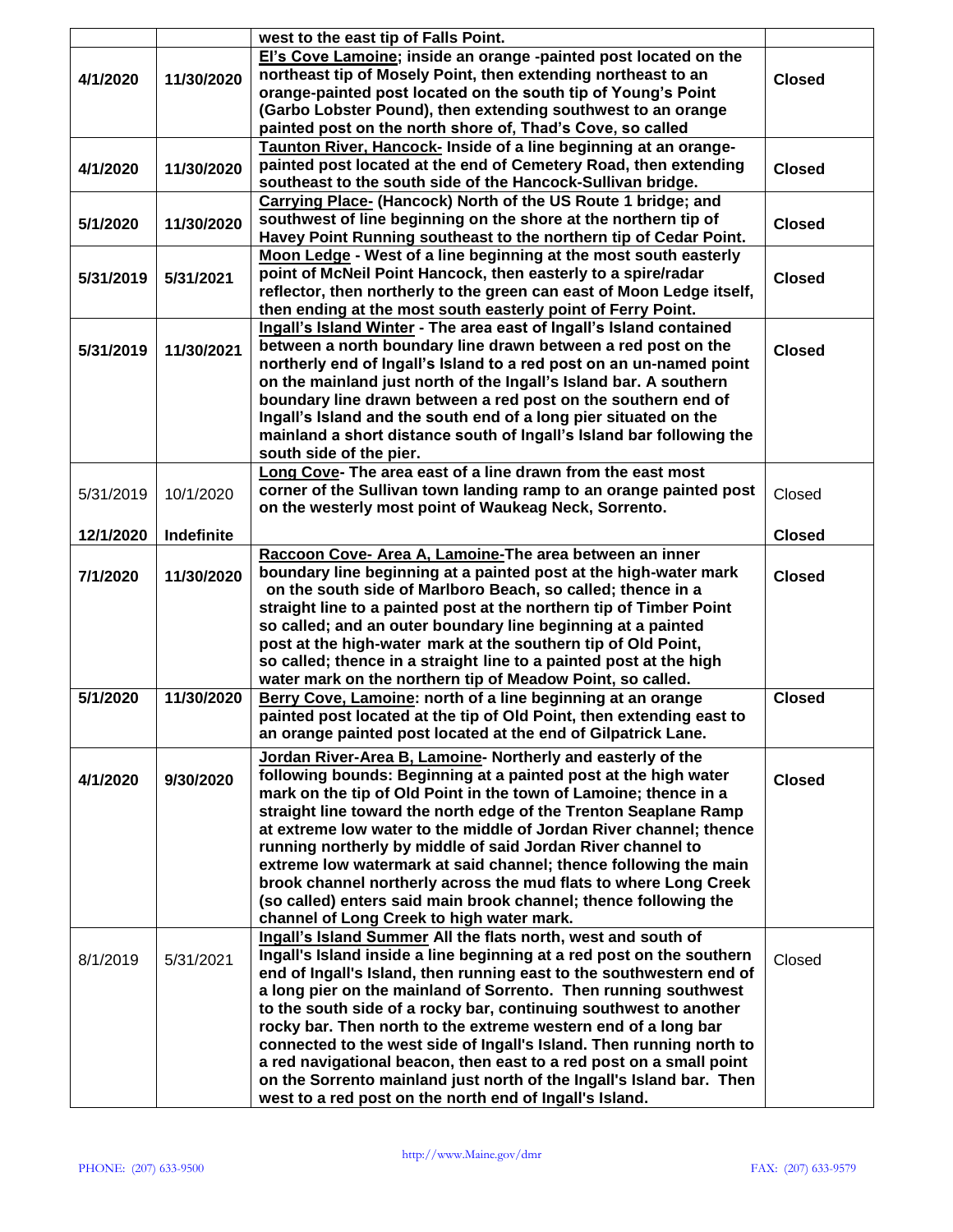| | | | |
|---|---|---|---|
| | | **west to the east tip of Falls Point.** | |
| **4/1/2020** | **11/30/2020** | **El's Cove Lamoine; inside an orange -painted post located on the northeast tip of Mosely Point, then extending northeast to an orange-painted post located on the south tip of Young's Point (Garbo Lobster Pound), then extending southwest to an orange painted post on the north shore of, Thad's Cove, so called** | **Closed** |
| **4/1/2020** | **11/30/2020** | **Taunton River, Hancock- Inside of a line beginning at an orange-painted post located at the end of Cemetery Road, then extending southeast to the south side of the Hancock-Sullivan bridge.** | **Closed** |
| **5/1/2020** | **11/30/2020** | **Carrying Place- (Hancock) North of the US Route 1 bridge; and southwest of line beginning on the shore at the northern tip of Havey Point Running southeast to the northern tip of Cedar Point.** | **Closed** |
| **5/31/2019** | **5/31/2021** | **Moon Ledge - West of a line beginning at the most south easterly point of McNeil Point Hancock, then easterly to a spire/radar reflector, then northerly to the green can east of Moon Ledge itself, then ending at the most south easterly point of Ferry Point.** | **Closed** |
| **5/31/2019** | **11/30/2021** | **Ingall's Island Winter - The area east of Ingall's Island contained between a north boundary line drawn between a red post on the northerly end of Ingall's Island to a red post on an un-named point on the mainland just north of the Ingall's Island bar. A southern boundary line drawn between a red post on the southern end of Ingall's Island and the south end of a long pier situated on the mainland a short distance south of Ingall's Island bar following the south side of the pier.** | **Closed** |
| 5/31/2019 | 10/1/2020 | **Long Cove- The area east of a line drawn from the east most corner of the Sullivan town landing ramp to an orange painted post on the westerly most point of Waukeag Neck, Sorrento.** | Closed |
| **12/1/2020** | **Indefinite** | | **Closed** |
| **7/1/2020** | **11/30/2020** | **Raccoon Cove- Area A, Lamoine-The area between an inner boundary line beginning at a painted post at the high-water mark on the south side of Marlboro Beach, so called; thence in a straight line to a painted post at the northern tip of Timber Point so called; and an outer boundary line beginning at a painted post at the high-water mark at the southern tip of Old Point, so called; thence in a straight line to a painted post at the high water mark on the northern tip of Meadow Point, so called.** | **Closed** |
| **5/1/2020** | **11/30/2020** | **Berry Cove, Lamoine: north of a line beginning at an orange painted post located at the tip of Old Point, then extending east to an orange painted post located at the end of Gilpatrick Lane.** | **Closed** |
| **4/1/2020** | **9/30/2020** | **Jordan River-Area B, Lamoine- Northerly and easterly of the following bounds: Beginning at a painted post at the high water mark on the tip of Old Point in the town of Lamoine; thence in a straight line toward the north edge of the Trenton Seaplane Ramp at extreme low water to the middle of Jordan River channel; thence running northerly by middle of said Jordan River channel to extreme low watermark at said channel; thence following the main brook channel northerly across the mud flats to where Long Creek (so called) enters said main brook channel; thence following the channel of Long Creek to high water mark.** | **Closed** |
| 8/1/2019 | 5/31/2021 | **Ingall's Island Summer All the flats north, west and south of Ingall's Island inside a line beginning at a red post on the southern end of Ingall's Island, then running east to the southwestern end of a long pier on the mainland of Sorrento. Then running southwest to the south side of a rocky bar, continuing southwest to another rocky bar. Then north to the extreme western end of a long bar connected to the west side of Ingall's Island. Then running north to a red navigational beacon, then east to a red post on a small point on the Sorrento mainland just north of the Ingall's Island bar. Then west to a red post on the north end of Ingall's Island.** | Closed |

http://www.Maine.gov/dmr

PHONE: (207) 633-9500 FAX: (207) 633-9579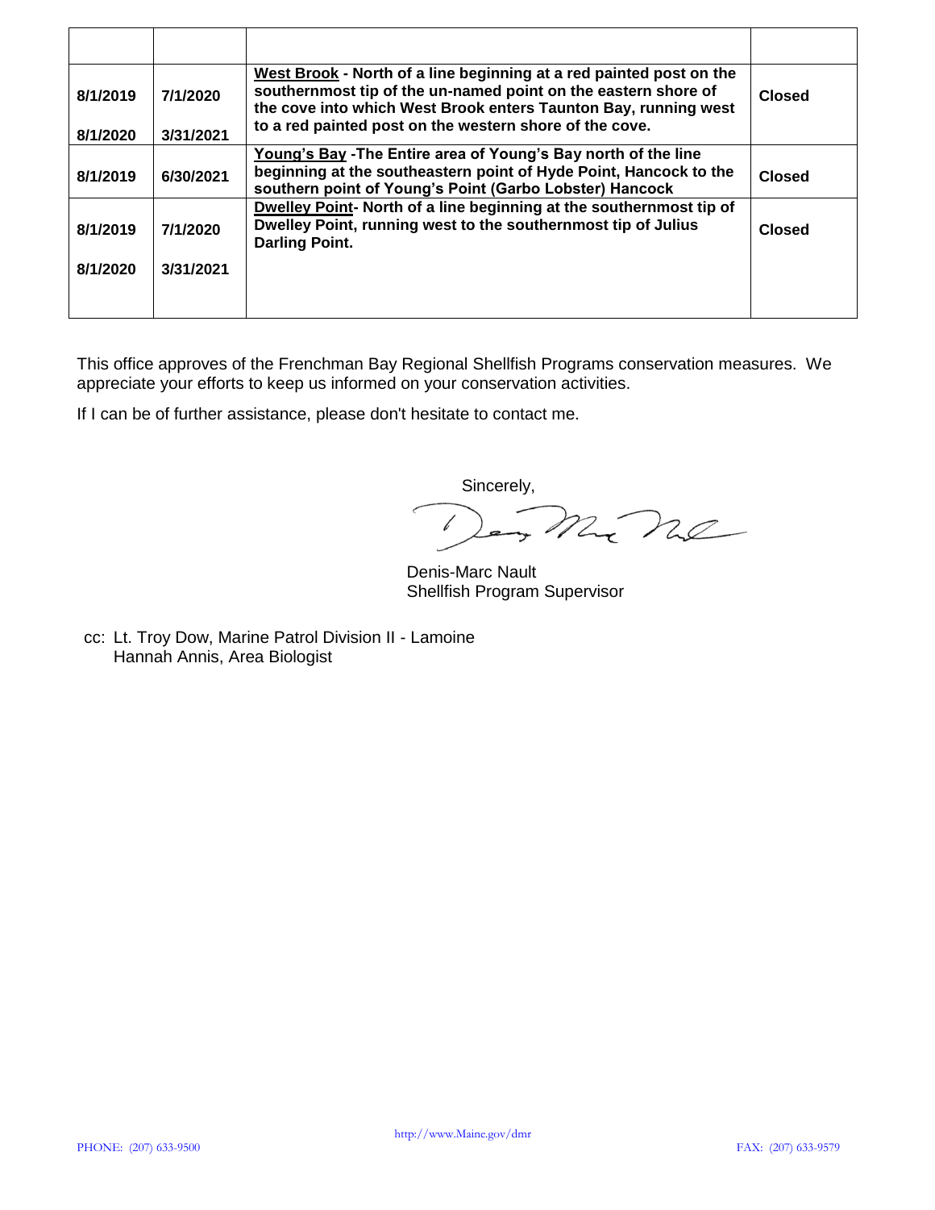| | | | |
|---|---|---|---|
| | | | |
| 8/1/2019<br>8/1/2020 | 7/1/2020<br>3/31/2021 | **<u>West Brook</u> - North of a line beginning at a red painted post on the southernmost tip of the un-named point on the eastern shore of the cove into which West Brook enters Taunton Bay, running west to a red painted post on the western shore of the cove.** | **Closed** |
| 8/1/2019 | 6/30/2021 | **<u>Young's Bay</u> -The Entire area of Young's Bay north of the line beginning at the southeastern point of Hyde Point, Hancock to the southern point of Young's Point (Garbo Lobster) Hancock** | **Closed** |
| 8/1/2019<br>8/1/2020 | 7/1/2020<br>3/31/2021 | **<u>Dwelley Point</u>- North of a line beginning at the southernmost tip of Dwelley Point, running west to the southernmost tip of Julius Darling Point.** | **Closed** |

This office approves of the Frenchman Bay Regional Shellfish Programs conservation measures. We appreciate your efforts to keep us informed on your conservation activities.

If I can be of further assistance, please don't hesitate to contact me.

Sincerely,

Denis-Marc Nault
Shellfish Program Supervisor

cc: Lt. Troy Dow, Marine Patrol Division II - Lamoine
Hannah Annis, Area Biologist

http://www.Maine.gov/dmr

PHONE: (207) 633-9500 FAX: (207) 633-9579